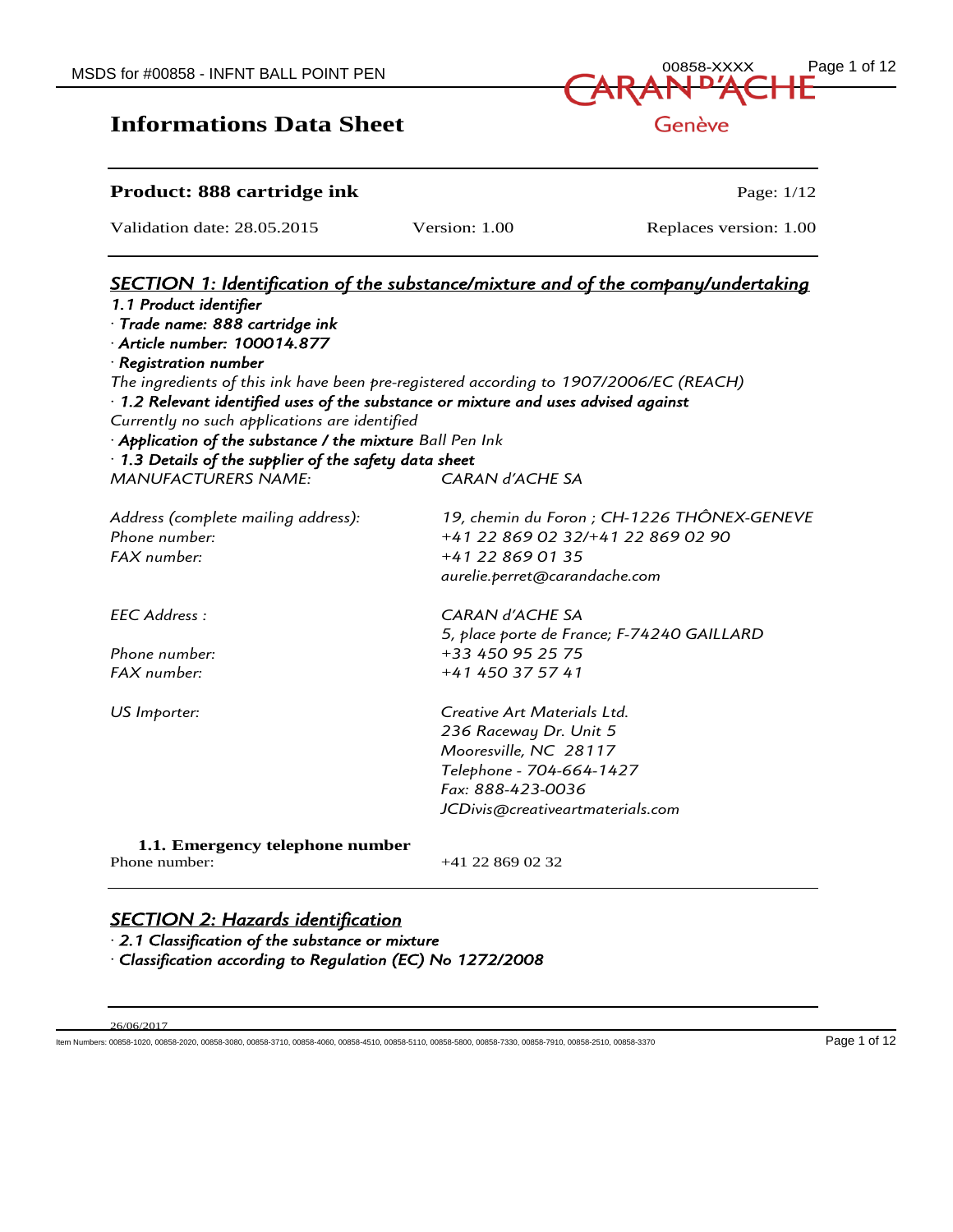# Informations Data Sheet

**Product: 888 cartridge ink**

Page: 1/12

Validation date: 28.05.2015 | Version: 1.00 | Replaces version: 1.00

## SECTION 1: Identification of the substance/mixture and of the company/undertaking

***1.1 Product identifier***

· ***Trade name: 888 cartridge ink***

· ***Article number: 100014.877***

· ***Registration number***

*The ingredients of this ink have been pre-registered according to 1907/2006/EC (REACH)*

· ***1.2 Relevant identified uses of the substance or mixture and uses advised against***

*Currently no such applications are identified*

· ***Application of the substance / the mixture*** *Ball Pen Ink*

· ***1.3 Details of the supplier of the safety data sheet***

*MANUFACTURERS NAME:* *CARAN d'ACHE SA*

*Address (complete mailing address):* *19, chemin du Foron ; CH-1226 THÔNEX-GENEVE*
*Phone number:* *+41 22 869 02 32/+41 22 869 02 90*
*FAX number:* *+41 22 869 01 35*
*aurelie.perret@carandache.com*

*EEC Address :* *CARAN d'ACHE SA*
*5, place porte de France; F-74240 GAILLARD*
*Phone number:* *+33 450 95 25 75*
*FAX number:* *+41 450 37 57 41*

*US Importer:* *Creative Art Materials Ltd.*
*236 Raceway Dr. Unit 5*
*Mooresville, NC 28117*
*Telephone - 704-664-1427*
*Fax: 888-423-0036*
*JCDivis@creativeartmaterials.com*

**1.1. Emergency telephone number**

Phone number: +41 22 869 02 32

## SECTION 2: Hazards identification

· ***2.1 Classification of the substance or mixture***

· ***Classification according to Regulation (EC) No 1272/2008***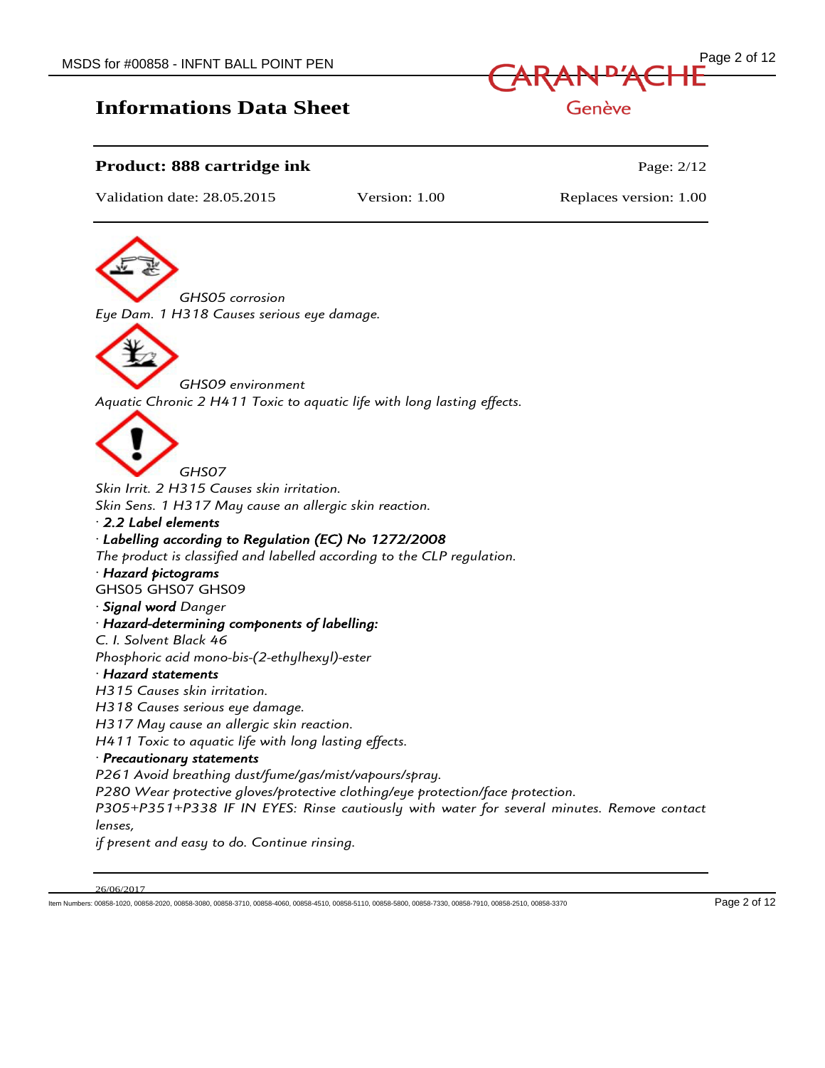**Informations Data Sheet**

**Product: 888 cartridge ink**

Page: 2/12

Validation date: 28.05.2015 Version: 1.00 Replaces version: 1.00

*GHS05 corrosion*

*Eye Dam. 1 H318 Causes serious eye damage.*

*GHS09 environment*

*Aquatic Chronic 2 H411 Toxic to aquatic life with long lasting effects.*

*GHS07*

*Skin Irrit. 2 H315 Causes skin irritation.*
*Skin Sens. 1 H317 May cause an allergic skin reaction.*

· ***2.2 Label elements***

· ***Labelling according to Regulation (EC) No 1272/2008***

*The product is classified and labelled according to the CLP regulation.*

· ***Hazard pictograms***

GHS05 GHS07 GHS09

· ***Signal word*** *Danger*

· ***Hazard-determining components of labelling:***

*C. I. Solvent Black 46*
*Phosphoric acid mono-bis-(2-ethylhexyl)-ester*

· ***Hazard statements***

*H315 Causes skin irritation.*
*H318 Causes serious eye damage.*
*H317 May cause an allergic skin reaction.*
*H411 Toxic to aquatic life with long lasting effects.*

· ***Precautionary statements***

*P261 Avoid breathing dust/fume/gas/mist/vapours/spray.*
*P280 Wear protective gloves/protective clothing/eye protection/face protection.*
*P305+P351+P338 IF IN EYES: Rinse cautiously with water for several minutes. Remove contact lenses,*
*if present and easy to do. Continue rinsing.*

26/06/2017

Item Numbers: 00858-1020, 00858-2020, 00858-3080, 00858-3710, 00858-4060, 00858-4510, 00858-5110, 00858-5800, 00858-7330, 00858-7910, 00858-2510, 00858-3370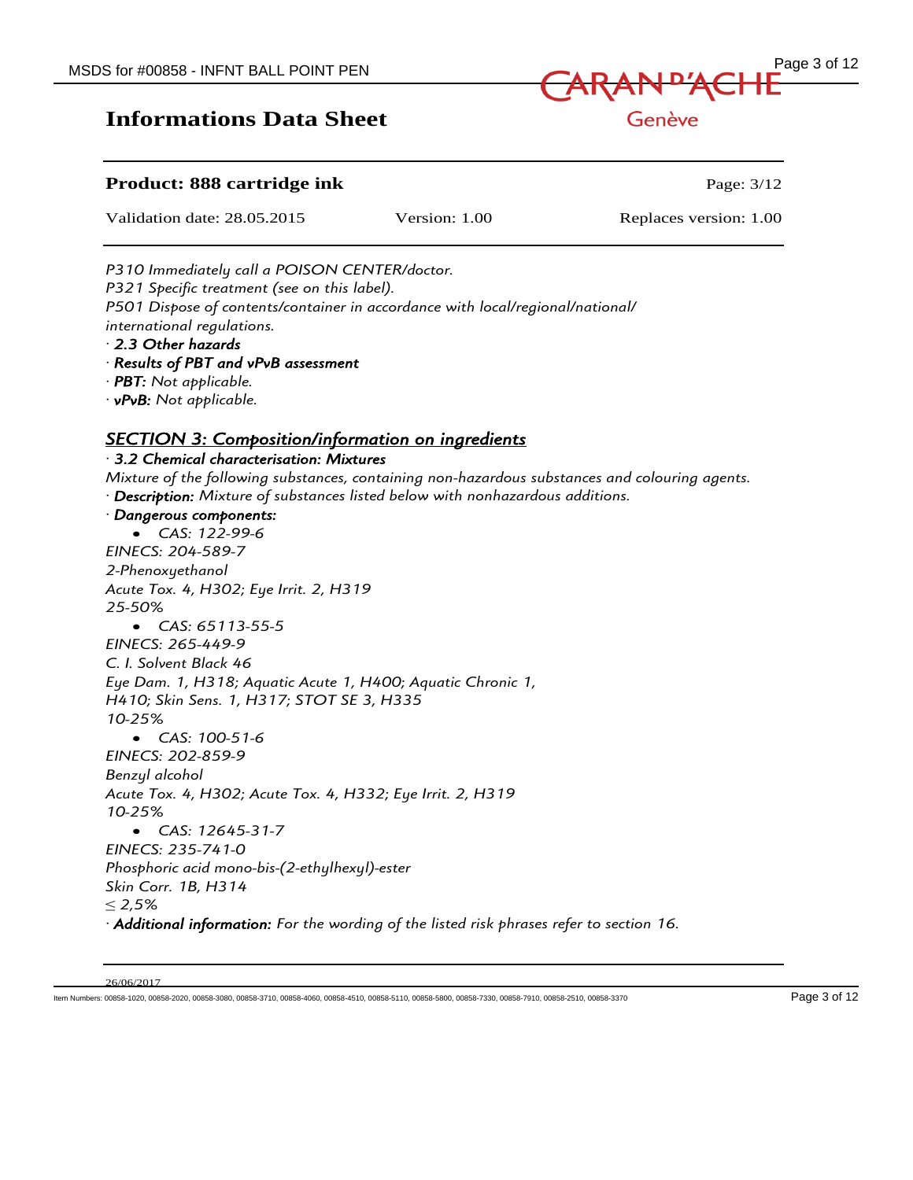P310 Immediately call a POISON CENTER/doctor.
P321 Specific treatment (see on this label).
P501 Dispose of contents/container in accordance with local/regional/national/international regulations.

· ***2.3 Other hazards***

· ***Results of PBT and vPvB assessment***

· ***PBT:*** *Not applicable.*

· ***vPvB:*** *Not applicable.*

## *SECTION 3: Composition/information on ingredients*

· ***3.2 Chemical characterisation: Mixtures***

*Mixture of the following substances, containing non-hazardous substances and colouring agents.*

· ***Description:*** *Mixture of substances listed below with nonhazardous additions.*

· ***Dangerous components:***

- *CAS: 122-99-6*

*EINECS: 204-589-7*
*2-Phenoxyethanol*
*Acute Tox. 4, H302; Eye Irrit. 2, H319*
*25-50%*

- *CAS: 65113-55-5*

*EINECS: 265-449-9*
*C. I. Solvent Black 46*
*Eye Dam. 1, H318; Aquatic Acute 1, H400; Aquatic Chronic 1, H410; Skin Sens. 1, H317; STOT SE 3, H335*
*10-25%*

- *CAS: 100-51-6*

*EINECS: 202-859-9*
*Benzyl alcohol*
*Acute Tox. 4, H302; Acute Tox. 4, H332; Eye Irrit. 2, H319*
*10-25%*

- *CAS: 12645-31-7*

*EINECS: 235-741-0*
*Phosphoric acid mono-bis-(2-ethylhexyl)-ester*
*Skin Corr. 1B, H314*
*≤ 2,5%*

· ***Additional information:*** *For the wording of the listed risk phrases refer to section 16.*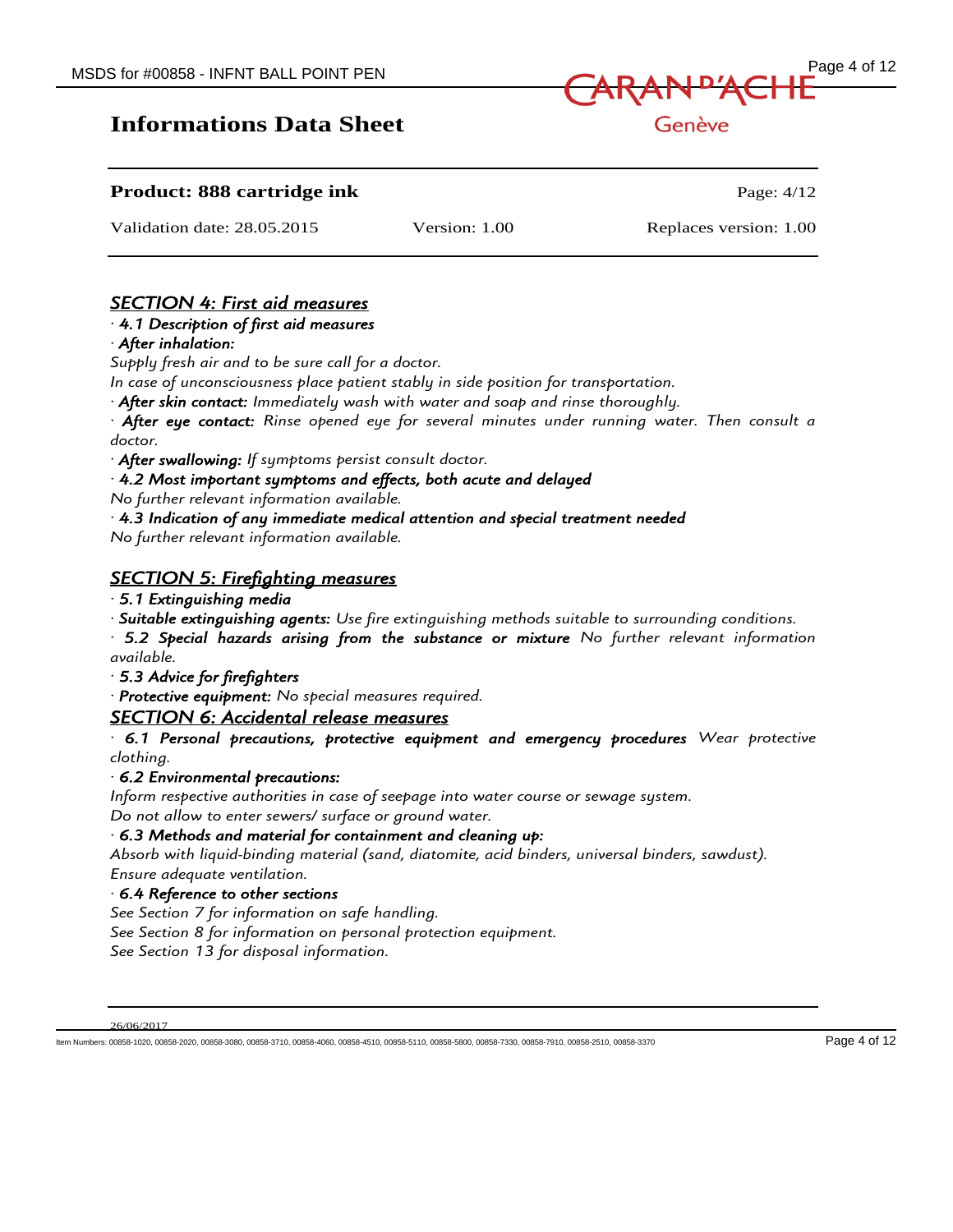**Informations Data Sheet**

**Product: 888 cartridge ink**

Validation date: 28.05.2015 | Version: 1.00 | Replaces version: 1.00

## *SECTION 4: First aid measures*

· ***4.1 Description of first aid measures***

· ***After inhalation:***

*Supply fresh air and to be sure call for a doctor.*

*In case of unconsciousness place patient stably in side position for transportation.*

· ***After skin contact:*** *Immediately wash with water and soap and rinse thoroughly.*

· ***After eye contact:*** *Rinse opened eye for several minutes under running water. Then consult a doctor.*

· ***After swallowing:*** *If symptoms persist consult doctor.*

· ***4.2 Most important symptoms and effects, both acute and delayed***

*No further relevant information available.*

· ***4.3 Indication of any immediate medical attention and special treatment needed***

*No further relevant information available.*

## *SECTION 5: Firefighting measures*

· ***5.1 Extinguishing media***

· ***Suitable extinguishing agents:*** *Use fire extinguishing methods suitable to surrounding conditions.*

· ***5.2 Special hazards arising from the substance or mixture*** *No further relevant information available.*

· ***5.3 Advice for firefighters***

· ***Protective equipment:*** *No special measures required.*

## *SECTION 6: Accidental release measures*

· ***6.1 Personal precautions, protective equipment and emergency procedures*** *Wear protective clothing.*

· ***6.2 Environmental precautions:***

*Inform respective authorities in case of seepage into water course or sewage system.*

*Do not allow to enter sewers/ surface or ground water.*

· ***6.3 Methods and material for containment and cleaning up:***

*Absorb with liquid-binding material (sand, diatomite, acid binders, universal binders, sawdust).*

*Ensure adequate ventilation.*

· ***6.4 Reference to other sections***

*See Section 7 for information on safe handling.*

*See Section 8 for information on personal protection equipment.*

*See Section 13 for disposal information.*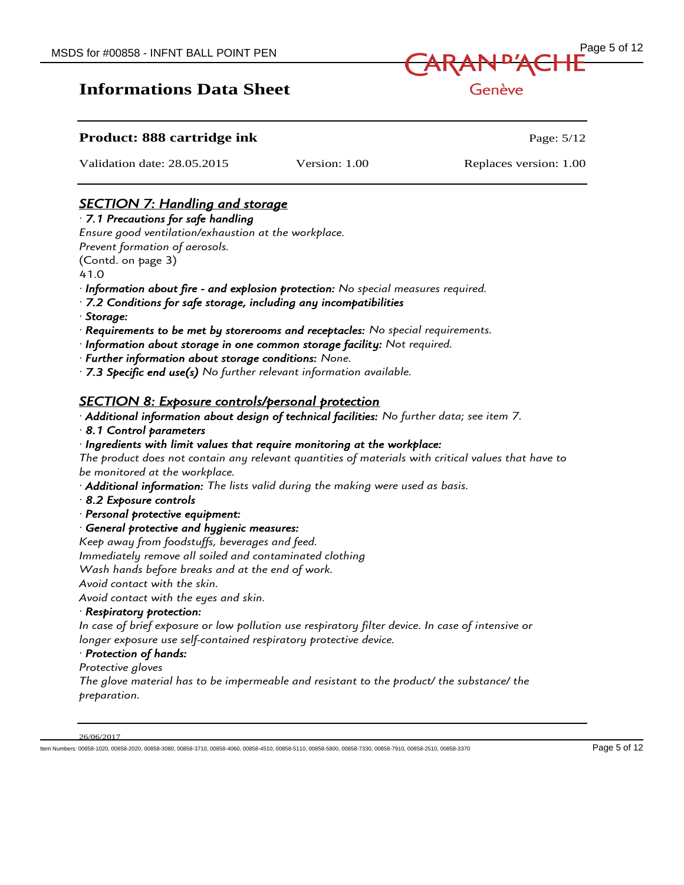## Informations Data Sheet

**Product: 888 cartridge ink**

Validation date: 28.05.2015 | Version: 1.00 | Replaces version: 1.00

### *SECTION 7: Handling and storage*

· ***7.1 Precautions for safe handling***
*Ensure good ventilation/exhaustion at the workplace.*
*Prevent formation of aerosols.*
(Contd. on page 3)
41.0

· ***Information about fire - and explosion protection:*** *No special measures required.*
· ***7.2 Conditions for safe storage, including any incompatibilities***
· ***Storage:***
· ***Requirements to be met by storerooms and receptacles:*** *No special requirements.*
· ***Information about storage in one common storage facility:*** *Not required.*
· ***Further information about storage conditions:*** *None.*
· ***7.3 Specific end use(s)*** *No further relevant information available.*

### *SECTION 8: Exposure controls/personal protection*

· ***Additional information about design of technical facilities:*** *No further data; see item 7.*
· ***8.1 Control parameters***
· ***Ingredients with limit values that require monitoring at the workplace:***
*The product does not contain any relevant quantities of materials with critical values that have to be monitored at the workplace.*
· ***Additional information:*** *The lists valid during the making were used as basis.*
· ***8.2 Exposure controls***
· ***Personal protective equipment:***
· ***General protective and hygienic measures:***
*Keep away from foodstuffs, beverages and feed.*
*Immediately remove all soiled and contaminated clothing*
*Wash hands before breaks and at the end of work.*
*Avoid contact with the skin.*
*Avoid contact with the eyes and skin.*
· ***Respiratory protection:***
*In case of brief exposure or low pollution use respiratory filter device. In case of intensive or longer exposure use self-contained respiratory protective device.*
· ***Protection of hands:***
*Protective gloves*
*The glove material has to be impermeable and resistant to the product/ the substance/ the preparation.*

26/06/2017

Item Numbers: 00858-1020, 00858-2020, 00858-3080, 00858-3710, 00858-4060, 00858-4510, 00858-5110, 00858-5800, 00858-7330, 00858-7910, 00858-2510, 00858-3370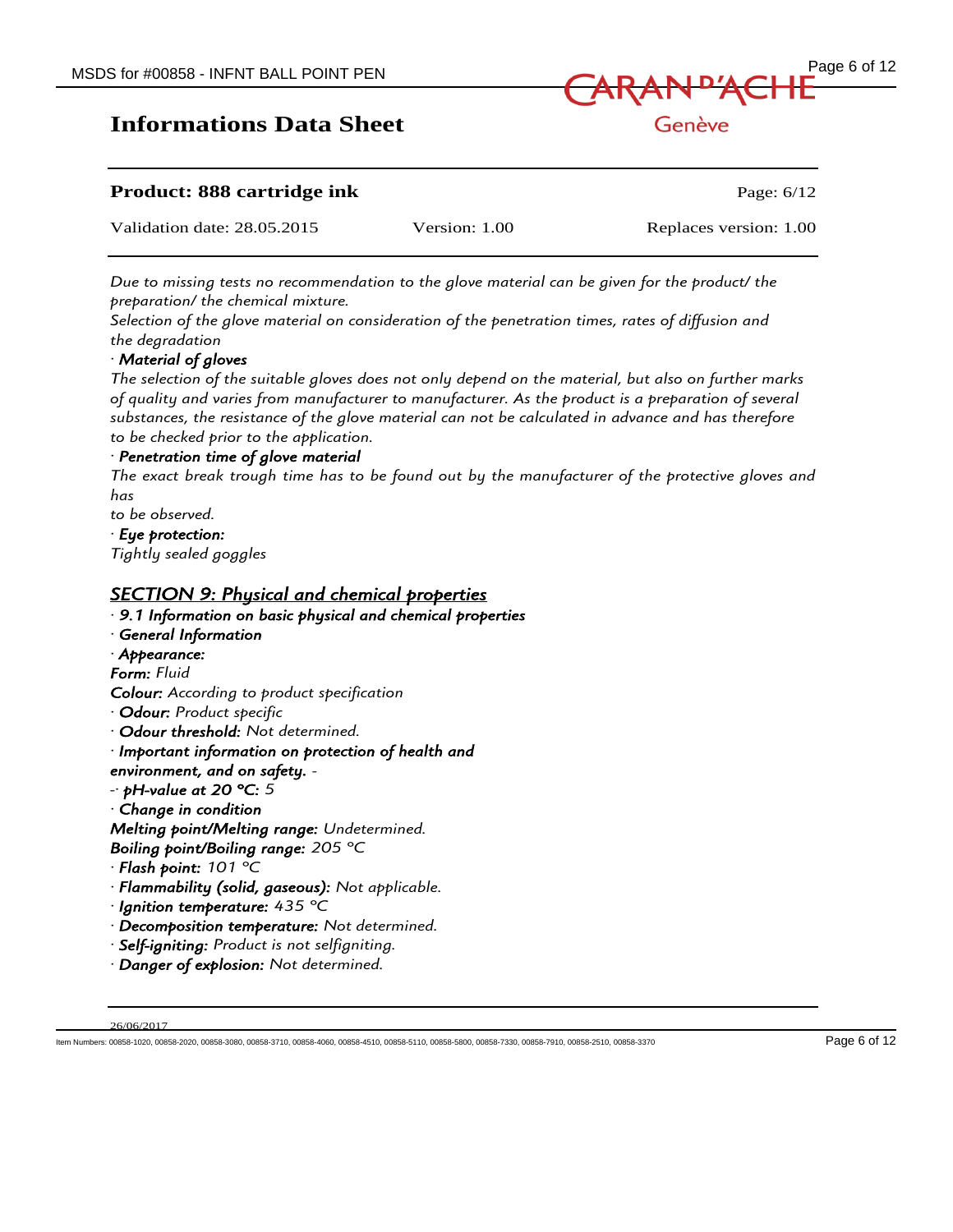Due to missing tests no recommendation to the glove material can be given for the product/ the preparation/ the chemical mixture.
Selection of the glove material on consideration of the penetration times, rates of diffusion and the degradation

· **Material of gloves**
The selection of the suitable gloves does not only depend on the material, but also on further marks of quality and varies from manufacturer to manufacturer. As the product is a preparation of several substances, the resistance of the glove material can not be calculated in advance and has therefore to be checked prior to the application.

· **Penetration time of glove material**
The exact break trough time has to be found out by the manufacturer of the protective gloves and has
to be observed.

· **Eye protection:**
Tightly sealed goggles

## SECTION 9: Physical and chemical properties

· **9.1 Information on basic physical and chemical properties**
· **General Information**
· **Appearance:**
**Form:** Fluid
**Colour:** According to product specification
· **Odour:** Product specific
· **Odour threshold:** Not determined.
· **Important information on protection of health and environment, and on safety.** -
-· **pH-value at 20 °C:** 5
· **Change in condition**
**Melting point/Melting range:** Undetermined.
**Boiling point/Boiling range:** 205 °C
· **Flash point:** 101 °C
· **Flammability (solid, gaseous):** Not applicable.
· **Ignition temperature:** 435 °C
· **Decomposition temperature:** Not determined.
· **Self-igniting:** Product is not selfigniting.
· **Danger of explosion:** Not determined.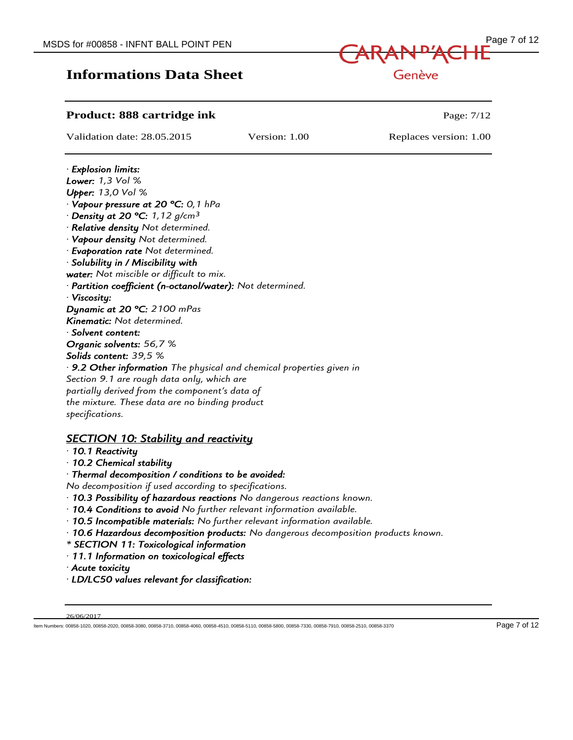## Informations Data Sheet

**Product: 888 cartridge ink**

Page: 7/12

Validation date: 28.05.2015 Version: 1.00 Replaces version: 1.00

*· **Explosion limits:***
***Lower:** 1,3 Vol %*
***Upper:** 13,0 Vol %*
*· **Vapour pressure at 20 °C:** 0,1 hPa*
*· **Density at 20 °C:** 1,12 g/cm³*
*· **Relative density** Not determined.*
*· **Vapour density** Not determined.*
*· **Evaporation rate** Not determined.*
*· **Solubility in / Miscibility with***
***water:** Not miscible or difficult to mix.*
*· **Partition coefficient (n-octanol/water):** Not determined.*
*· **Viscosity:***
***Dynamic at 20 °C:** 2100 mPas*
***Kinematic:** Not determined.*
*· **Solvent content:***
***Organic solvents:** 56,7 %*
***Solids content:** 39,5 %*
*· **9.2 Other information** The physical and chemical properties given in Section 9.1 are rough data only, which are partially derived from the component's data of the mixture. These data are no binding product specifications.*

## *SECTION 10: Stability and reactivity*

*· **10.1 Reactivity***
*· **10.2 Chemical stability***
*· **Thermal decomposition / conditions to be avoided:***
*No decomposition if used according to specifications.*
*· **10.3 Possibility of hazardous reactions** No dangerous reactions known.*
*· **10.4 Conditions to avoid** No further relevant information available.*
*· **10.5 Incompatible materials:** No further relevant information available.*
*· **10.6 Hazardous decomposition products:** No dangerous decomposition products known.*
*\* **SECTION 11: Toxicological information***
*· **11.1 Information on toxicological effects***
*· **Acute toxicity***
*· **LD/LC50 values relevant for classification:***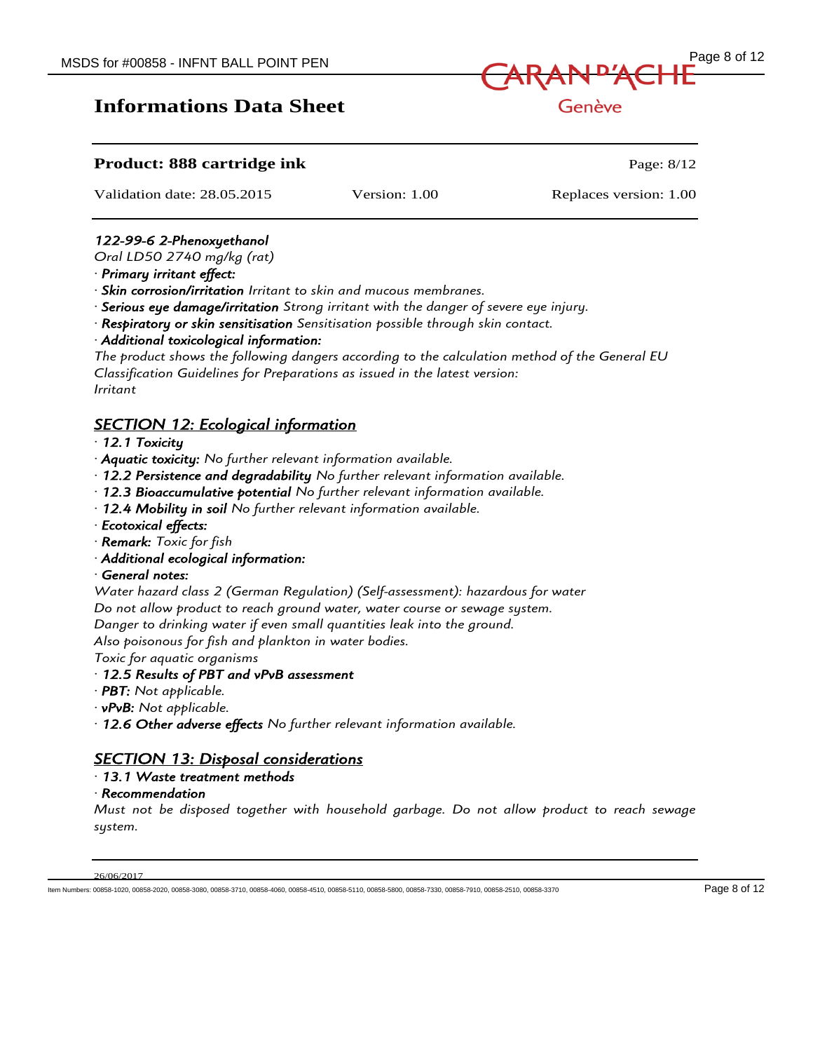*122-99-6 2-Phenoxyethanol*

*Oral LD50 2740 mg/kg (rat)*

· ***Primary irritant effect:***

· ***Skin corrosion/irritation*** *Irritant to skin and mucous membranes.*

· ***Serious eye damage/irritation*** *Strong irritant with the danger of severe eye injury.*

· ***Respiratory or skin sensitisation*** *Sensitisation possible through skin contact.*

· ***Additional toxicological information:***

*The product shows the following dangers according to the calculation method of the General EU Classification Guidelines for Preparations as issued in the latest version:*

*Irritant*

## SECTION 12: Ecological information

· ***12.1 Toxicity***

· ***Aquatic toxicity:*** *No further relevant information available.*

· ***12.2 Persistence and degradability*** *No further relevant information available.*

· ***12.3 Bioaccumulative potential*** *No further relevant information available.*

· ***12.4 Mobility in soil*** *No further relevant information available.*

· ***Ecotoxical effects:***

· ***Remark:*** *Toxic for fish*

· ***Additional ecological information:***

· ***General notes:***

*Water hazard class 2 (German Regulation) (Self-assessment): hazardous for water*

*Do not allow product to reach ground water, water course or sewage system.*

*Danger to drinking water if even small quantities leak into the ground.*

*Also poisonous for fish and plankton in water bodies.*

*Toxic for aquatic organisms*

· ***12.5 Results of PBT and vPvB assessment***

· ***PBT:*** *Not applicable.*

· ***vPvB:*** *Not applicable.*

· ***12.6 Other adverse effects*** *No further relevant information available.*

## SECTION 13: Disposal considerations

· ***13.1 Waste treatment methods***

· ***Recommendation***

*Must not be disposed together with household garbage. Do not allow product to reach sewage system.*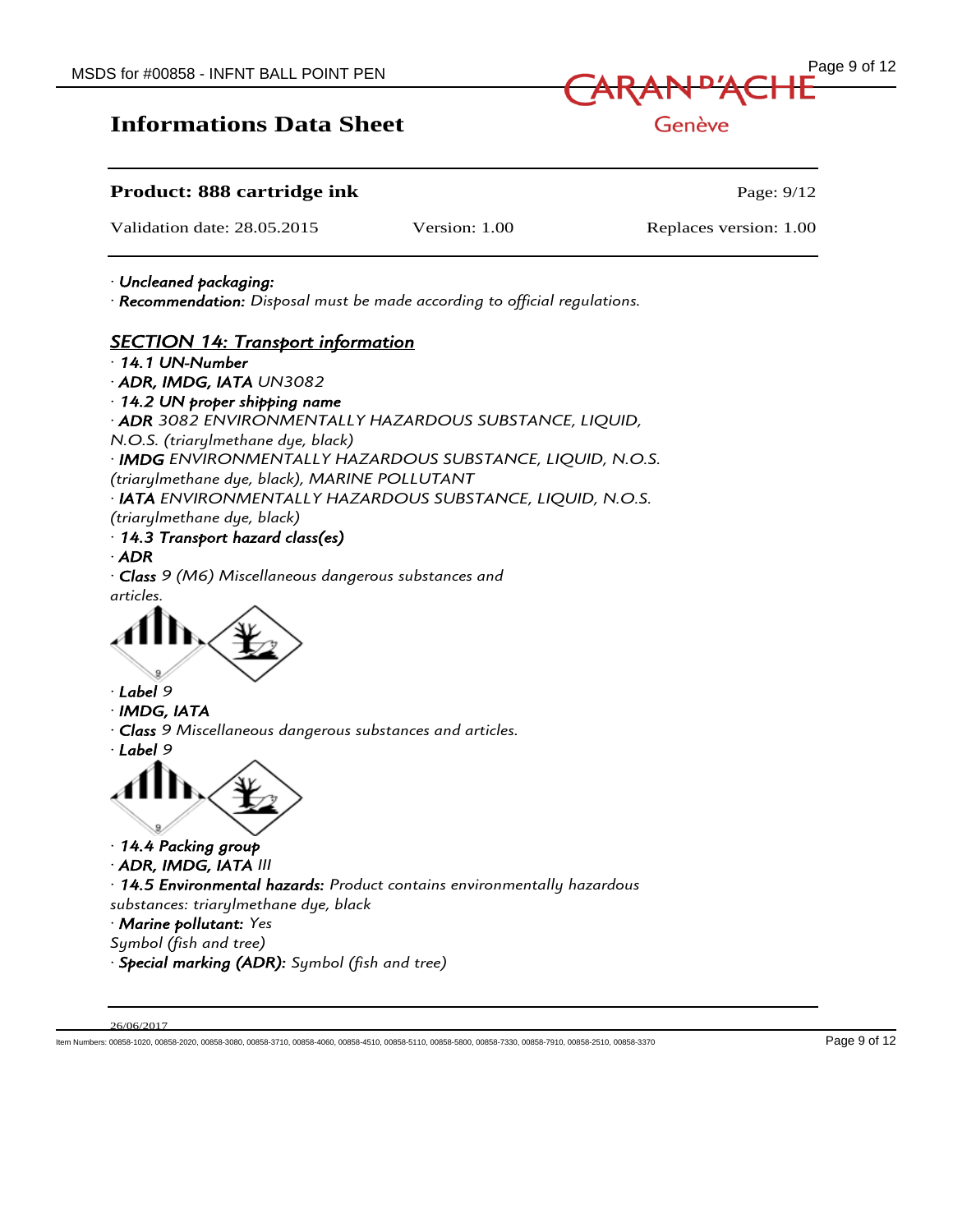# Informations Data Sheet

**Product: 888 cartridge ink**

Validation date: 28.05.2015 | Version: 1.00 | Replaces version: 1.00

· ***Uncleaned packaging:***
· ***Recommendation:*** *Disposal must be made according to official regulations.*

## *SECTION 14: Transport information*

· ***14.1 UN-Number***
· ***ADR, IMDG, IATA*** *UN3082*
· ***14.2 UN proper shipping name***
· ***ADR*** *3082 ENVIRONMENTALLY HAZARDOUS SUBSTANCE, LIQUID, N.O.S. (triarylmethane dye, black)*
· ***IMDG*** *ENVIRONMENTALLY HAZARDOUS SUBSTANCE, LIQUID, N.O.S. (triarylmethane dye, black), MARINE POLLUTANT*
· ***IATA*** *ENVIRONMENTALLY HAZARDOUS SUBSTANCE, LIQUID, N.O.S. (triarylmethane dye, black)*
· ***14.3 Transport hazard class(es)***
· ***ADR***
· ***Class*** *9 (M6) Miscellaneous dangerous substances and articles.*

· ***Label*** *9*
· ***IMDG, IATA***
· ***Class*** *9 Miscellaneous dangerous substances and articles.*
· ***Label*** *9*

· ***14.4 Packing group***
· ***ADR, IMDG, IATA*** *III*
· ***14.5 Environmental hazards:*** *Product contains environmentally hazardous substances: triarylmethane dye, black*
· ***Marine pollutant:*** *Yes*
*Symbol (fish and tree)*
· ***Special marking (ADR):*** *Symbol (fish and tree)*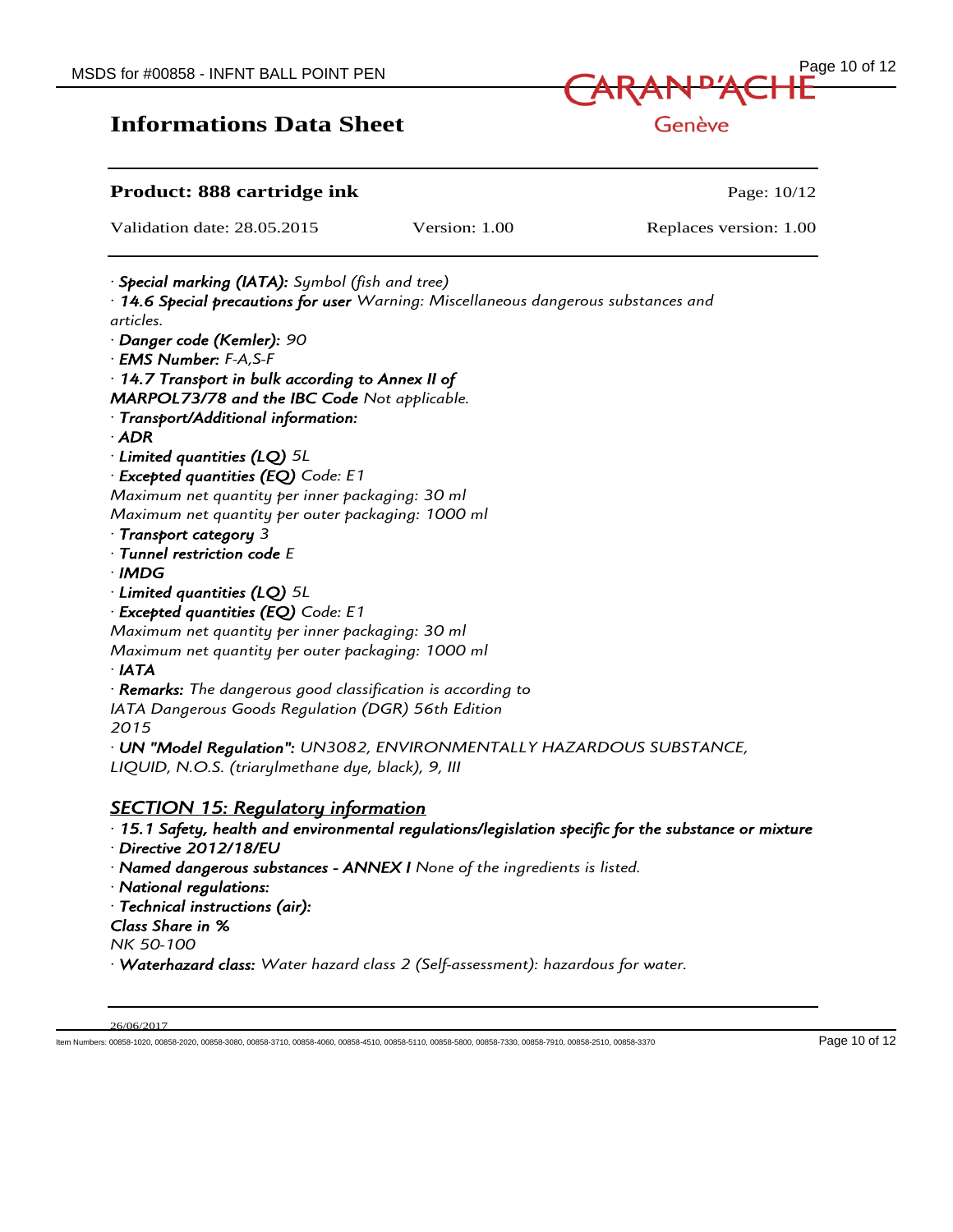## Informations Data Sheet

**Product: 888 cartridge ink**

Validation date: 28.05.2015 Version: 1.00 Replaces version: 1.00

· ***Special marking (IATA):*** *Symbol (fish and tree)*
· ***14.6 Special precautions for user*** *Warning: Miscellaneous dangerous substances and articles.*
· ***Danger code (Kemler):*** *90*
· ***EMS Number:*** *F-A,S-F*
· ***14.7 Transport in bulk according to Annex II of MARPOL73/78 and the IBC Code*** *Not applicable.*
· ***Transport/Additional information:***
· ***ADR***
· ***Limited quantities (LQ)*** *5L*
· ***Excepted quantities (EQ)*** *Code: E1*
*Maximum net quantity per inner packaging: 30 ml*
*Maximum net quantity per outer packaging: 1000 ml*
· ***Transport category*** *3*
· ***Tunnel restriction code*** *E*
· ***IMDG***
· ***Limited quantities (LQ)*** *5L*
· ***Excepted quantities (EQ)*** *Code: E1*
*Maximum net quantity per inner packaging: 30 ml*
*Maximum net quantity per outer packaging: 1000 ml*
· ***IATA***
· ***Remarks:*** *The dangerous good classification is according to IATA Dangerous Goods Regulation (DGR) 56th Edition 2015*
· ***UN "Model Regulation":*** *UN3082, ENVIRONMENTALLY HAZARDOUS SUBSTANCE, LIQUID, N.O.S. (triarylmethane dye, black), 9, III*

## SECTION 15: Regulatory information

· ***15.1 Safety, health and environmental regulations/legislation specific for the substance or mixture***
· ***Directive 2012/18/EU***
· ***Named dangerous substances - ANNEX I*** *None of the ingredients is listed.*
· ***National regulations:***
· ***Technical instructions (air):***

| *Class* | *Share in %* |
|---|---|
| *NK* | *50-100* |

· ***Waterhazard class:*** *Water hazard class 2 (Self-assessment): hazardous for water.*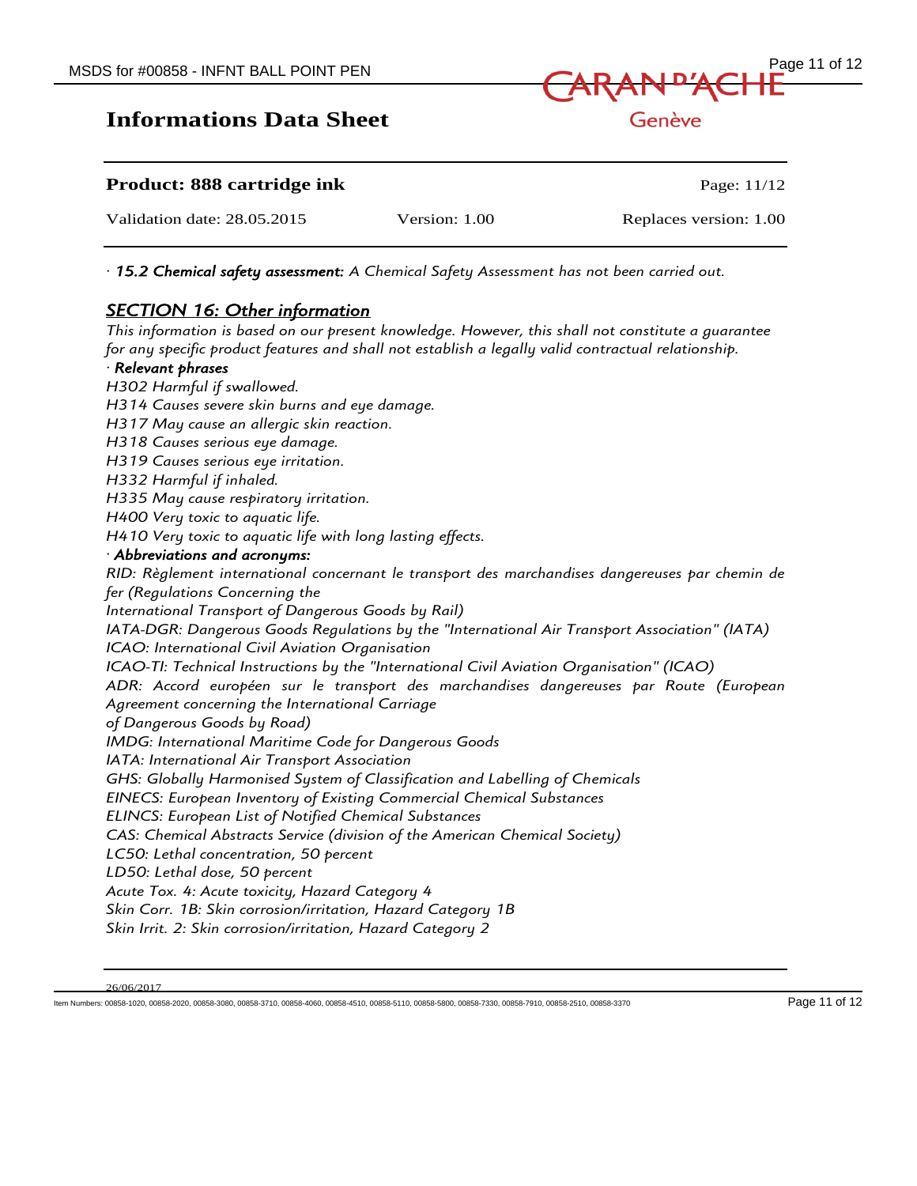· ***15.2 Chemical safety assessment:*** *A Chemical Safety Assessment has not been carried out.*

## *SECTION 16: Other information*

*This information is based on our present knowledge. However, this shall not constitute a guarantee for any specific product features and shall not establish a legally valid contractual relationship.*

· ***Relevant phrases***

*H302 Harmful if swallowed.*
*H314 Causes severe skin burns and eye damage.*
*H317 May cause an allergic skin reaction.*
*H318 Causes serious eye damage.*
*H319 Causes serious eye irritation.*
*H332 Harmful if inhaled.*
*H335 May cause respiratory irritation.*
*H400 Very toxic to aquatic life.*
*H410 Very toxic to aquatic life with long lasting effects.*

· ***Abbreviations and acronyms:***

*RID: Règlement international concernant le transport des marchandises dangereuses par chemin de fer (Regulations Concerning the International Transport of Dangerous Goods by Rail)*
*IATA-DGR: Dangerous Goods Regulations by the "International Air Transport Association" (IATA)*
*ICAO: International Civil Aviation Organisation*
*ICAO-TI: Technical Instructions by the "International Civil Aviation Organisation" (ICAO)*
*ADR: Accord européen sur le transport des marchandises dangereuses par Route (European Agreement concerning the International Carriage of Dangerous Goods by Road)*
*IMDG: International Maritime Code for Dangerous Goods*
*IATA: International Air Transport Association*
*GHS: Globally Harmonised System of Classification and Labelling of Chemicals*
*EINECS: European Inventory of Existing Commercial Chemical Substances*
*ELINCS: European List of Notified Chemical Substances*
*CAS: Chemical Abstracts Service (division of the American Chemical Society)*
*LC50: Lethal concentration, 50 percent*
*LD50: Lethal dose, 50 percent*
*Acute Tox. 4: Acute toxicity, Hazard Category 4*
*Skin Corr. 1B: Skin corrosion/irritation, Hazard Category 1B*
*Skin Irrit. 2: Skin corrosion/irritation, Hazard Category 2*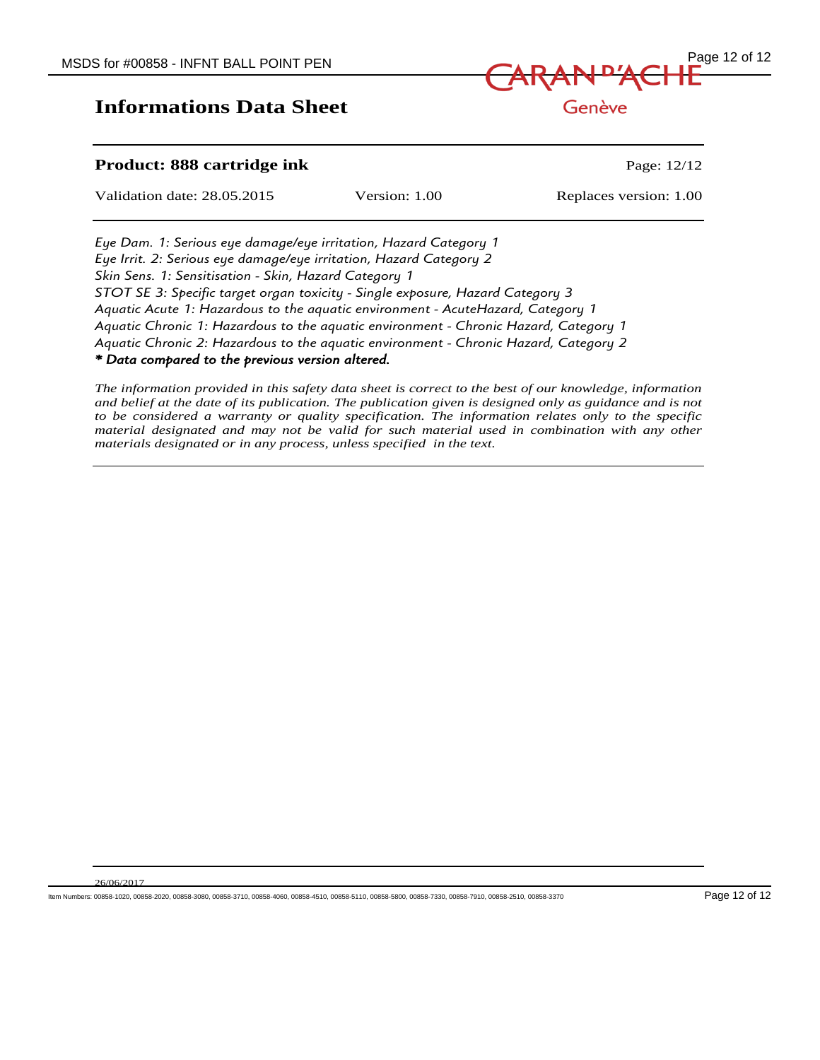## Informations Data Sheet

**Product: 888 cartridge ink**

Validation date: 28.05.2015 | Version: 1.00 | Replaces version: 1.00

*Eye Dam. 1: Serious eye damage/eye irritation, Hazard Category 1*
*Eye Irrit. 2: Serious eye damage/eye irritation, Hazard Category 2*
*Skin Sens. 1: Sensitisation - Skin, Hazard Category 1*
*STOT SE 3: Specific target organ toxicity - Single exposure, Hazard Category 3*
*Aquatic Acute 1: Hazardous to the aquatic environment - AcuteHazard, Category 1*
*Aquatic Chronic 1: Hazardous to the aquatic environment - Chronic Hazard, Category 1*
*Aquatic Chronic 2: Hazardous to the aquatic environment - Chronic Hazard, Category 2*
***\* Data compared to the previous version altered.***

*The information provided in this safety data sheet is correct to the best of our knowledge, information and belief at the date of its publication. The publication given is designed only as guidance and is not to be considered a warranty or quality specification. The information relates only to the specific material designated and may not be valid for such material used in combination with any other materials designated or in any process, unless specified in the text.*

26/06/2017

Item Numbers: 00858-1020, 00858-2020, 00858-3080, 00858-3710, 00858-4060, 00858-4510, 00858-5110, 00858-5800, 00858-7330, 00858-7910, 00858-2510, 00858-3370